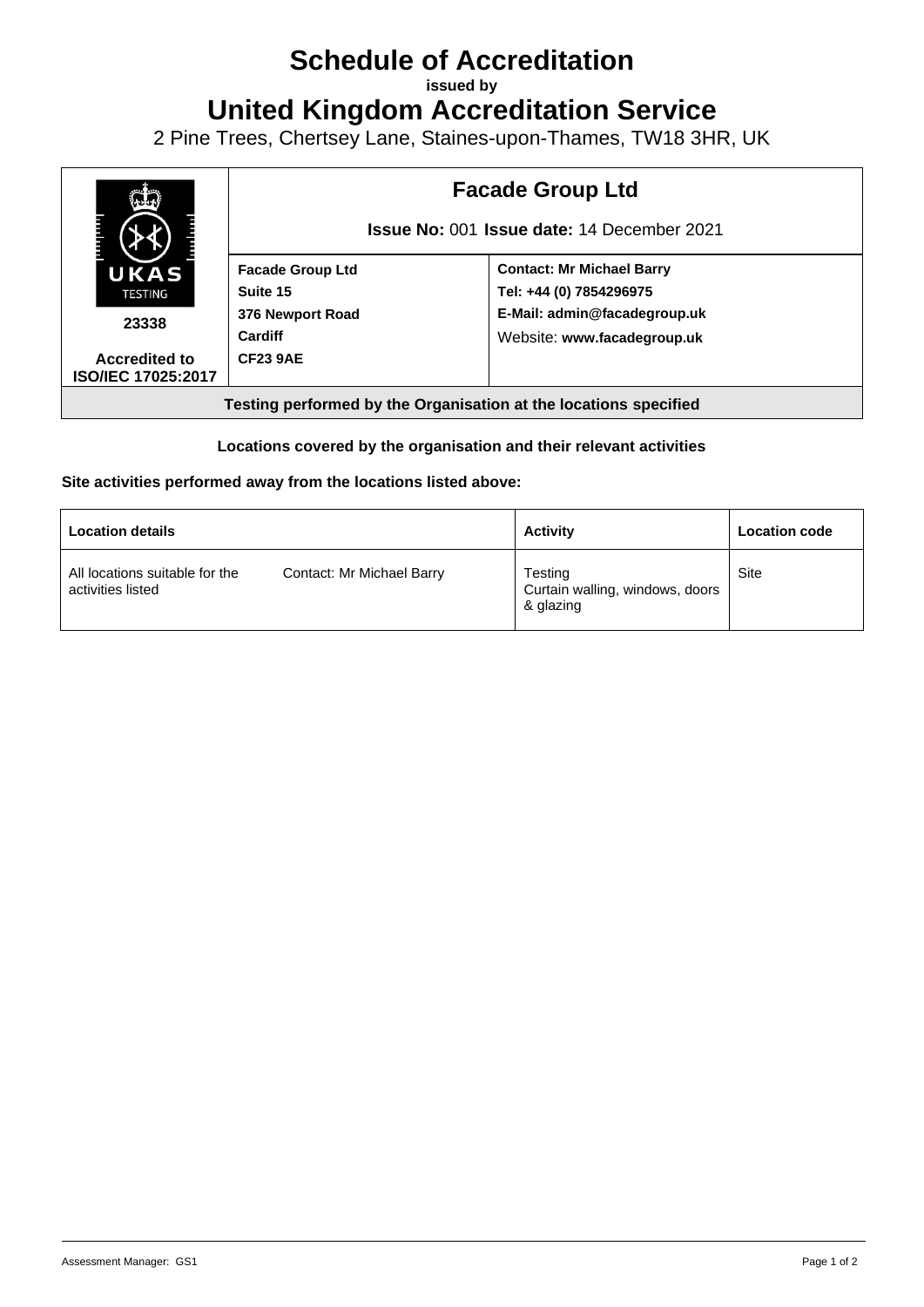# Schedule of Accreditation

**issued by**

# United Kingdom Accreditation Service

2 Pine Trees, Chertsey Lane, Staines-upon-Thames, TW18 3HR, UK

| UKAS TESTING 23338 Accredited to ISO/IEC 17025:2017 | **Facade Group Ltd** **Issue No:** 001 **Issue date:** 14 December 2021 | |
|---|---|---|
| | **Facade Group Ltd**<br>**Suite 15**<br>**376 Newport Road**<br>**Cardiff**<br>**CF23 9AE** | **Contact: Mr Michael Barry**<br>**Tel: +44 (0) 7854296975**<br>**E-Mail: admin@facadegroup.uk**<br>Website: **www.facadegroup.uk** |
| **Testing performed by the Organisation at the locations specified** | | |

**Locations covered by the organisation and their relevant activities**

**Site activities performed away from the locations listed above:**

| Location details | | Activity | Location code |
|---|---|---|---|
| All locations suitable for the activities listed | Contact: Mr Michael Barry | Testing<br>Curtain walling, windows, doors & glazing | Site |

Assessment Manager: GS1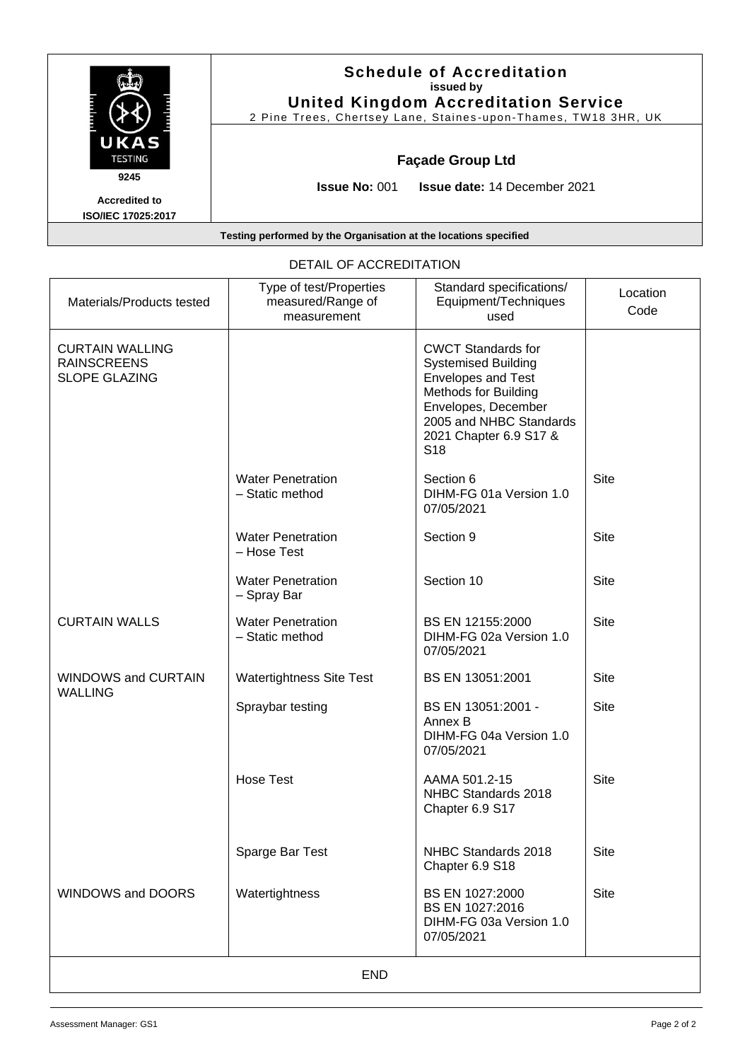**Schedule of Accreditation**
**issued by**
**United Kingdom Accreditation Service**
2 Pine Trees, Chertsey Lane, Staines-upon-Thames, TW18 3HR, UK

UKAS TESTING
**9245**
**Accredited to ISO/IEC 17025:2017**

**Façade Group Ltd**

**Issue No:** 001 **Issue date:** 14 December 2021

**Testing performed by the Organisation at the locations specified**

DETAIL OF ACCREDITATION

| Materials/Products tested | Type of test/Properties measured/Range of measurement | Standard specifications/ Equipment/Techniques used | Location Code |
|---|---|---|---|
| CURTAIN WALLING<br>RAINSCREENS<br>SLOPE GLAZING | | CWCT Standards for Systemised Building Envelopes and Test Methods for Building Envelopes, December 2005 and NHBC Standards 2021 Chapter 6.9 S17 & S18 | |
| | Water Penetration – Static method | Section 6<br>DIHM-FG 01a Version 1.0 07/05/2021 | Site |
| | Water Penetration – Hose Test | Section 9 | Site |
| | Water Penetration – Spray Bar | Section 10 | Site |
| CURTAIN WALLS | Water Penetration – Static method | BS EN 12155:2000<br>DIHM-FG 02a Version 1.0 07/05/2021 | Site |
| WINDOWS and CURTAIN WALLING | Watertightness Site Test | BS EN 13051:2001 | Site |
| | Spraybar testing | BS EN 13051:2001 - Annex B<br>DIHM-FG 04a Version 1.0 07/05/2021 | Site |
| | Hose Test | AAMA 501.2-15<br>NHBC Standards 2018 Chapter 6.9 S17 | Site |
| | Sparge Bar Test | NHBC Standards 2018 Chapter 6.9 S18 | Site |
| WINDOWS and DOORS | Watertightness | BS EN 1027:2000<br>BS EN 1027:2016<br>DIHM-FG 03a Version 1.0 07/05/2021 | Site |

END

Assessment Manager: GS1